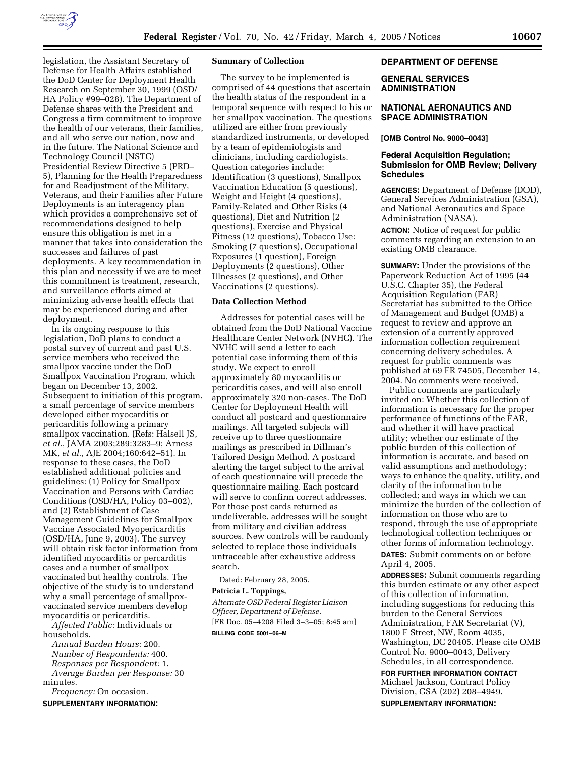legislation, the Assistant Secretary of Defense for Health Affairs established the DoD Center for Deployment Health Research on September 30, 1999 (OSD/HA Policy #99–028). The Department of Defense shares with the President and Congress a firm commitment to improve the health of our veterans, their families, and all who serve our nation, now and in the future. The National Science and Technology Council (NSTC) Presidential Review Directive 5 (PRD–5), Planning for the Health Preparedness for and Readjustment of the Military, Veterans, and their Families after Future Deployments is an interagency plan which provides a comprehensive set of recommendations designed to help ensure this obligation is met in a manner that takes into consideration the successes and failures of past deployments. A key recommendation in this plan and necessity if we are to meet this commitment is treatment, research, and surveillance efforts aimed at minimizing adverse health effects that may be experienced during and after deployment.

In its ongoing response to this legislation, DoD plans to conduct a postal survey of current and past U.S. service members who received the smallpox vaccine under the DoD Smallpox Vaccination Program, which began on December 13, 2002. Subsequent to initiation of this program, a small percentage of service members developed either myocarditis or pericarditis following a primary smallpox vaccination. (Refs: Halsell JS, *et al.*, JAMA 2003;289:3283–9; Arness MK, *et al.*, AJE 2004;160:642–51). In response to these cases, the DoD established additional policies and guidelines: (1) Policy for Smallpox Vaccination and Persons with Cardiac Conditions (OSD/HA, Policy 03–002), and (2) Establishment of Case Management Guidelines for Smallpox Vaccine Associated Myopericarditis (OSD/HA, June 9, 2003). The survey will obtain risk factor information from identified myocarditis or percarditis cases and a number of smallpox vaccinated but healthy controls. The objective of the study is to understand why a small percentage of smallpox-vaccinated service members develop myocarditis or pericarditis.

*Affected Public:* Individuals or households.

*Annual Burden Hours:* 200.

*Number of Respondents:* 400.

*Responses per Respondent:* 1.

*Average Burden per Response:* 30 minutes.

*Frequency:* On occasion.

**SUPPLEMENTARY INFORMATION:**

**Summary of Collection**

The survey to be implemented is comprised of 44 questions that ascertain the health status of the respondent in a temporal sequence with respect to his or her smallpox vaccination. The questions utilized are either from previously standardized instruments, or developed by a team of epidemiologists and clinicians, including cardiologists. Question categories include: Identification (3 questions), Smallpox Vaccination Education (5 questions), Weight and Height (4 questions), Family-Related and Other Risks (4 questions), Diet and Nutrition (2 questions), Exercise and Physical Fitness (12 questions), Tobacco Use: Smoking (7 questions), Occupational Exposures (1 question), Foreign Deployments (2 questions), Other Illnesses (2 questions), and Other Vaccinations (2 questions).

**Data Collection Method**

Addresses for potential cases will be obtained from the DoD National Vaccine Healthcare Center Network (NVHC). The NVHC will send a letter to each potential case informing them of this study. We expect to enroll approximately 80 myocarditis or pericarditis cases, and will also enroll approximately 320 non-cases. The DoD Center for Deployment Health will conduct all postcard and questionnaire mailings. All targeted subjects will receive up to three questionnaire mailings as prescribed in Dillman's Tailored Design Method. A postcard alerting the target subject to the arrival of each questionnaire will precede the questionnaire mailing. Each postcard will serve to confirm correct addresses. For those post cards returned as undeliverable, addresses will be sought from military and civilian address sources. New controls will be randomly selected to replace those individuals untraceable after exhaustive address search.

Dated: February 28, 2005.

**Patricia L. Toppings,**

*Alternate OSD Federal Register Liaison Officer, Department of Defense.*

[FR Doc. 05–4208 Filed 3–3–05; 8:45 am]

**BILLING CODE 5001–06–M**

## DEPARTMENT OF DEFENSE

## GENERAL SERVICES ADMINISTRATION

## NATIONAL AERONAUTICS AND SPACE ADMINISTRATION

**[OMB Control No. 9000–0043]**

### Federal Acquisition Regulation; Submission for OMB Review; Delivery Schedules

**AGENCIES:** Department of Defense (DOD), General Services Administration (GSA), and National Aeronautics and Space Administration (NASA).

**ACTION:** Notice of request for public comments regarding an extension to an existing OMB clearance.

**SUMMARY:** Under the provisions of the Paperwork Reduction Act of 1995 (44 U.S.C. Chapter 35), the Federal Acquisition Regulation (FAR) Secretariat has submitted to the Office of Management and Budget (OMB) a request to review and approve an extension of a currently approved information collection requirement concerning delivery schedules. A request for public comments was published at 69 FR 74505, December 14, 2004. No comments were received.

Public comments are particularly invited on: Whether this collection of information is necessary for the proper performance of functions of the FAR, and whether it will have practical utility; whether our estimate of the public burden of this collection of information is accurate, and based on valid assumptions and methodology; ways to enhance the quality, utility, and clarity of the information to be collected; and ways in which we can minimize the burden of the collection of information on those who are to respond, through the use of appropriate technological collection techniques or other forms of information technology.

**DATES:** Submit comments on or before April 4, 2005.

**ADDRESSES:** Submit comments regarding this burden estimate or any other aspect of this collection of information, including suggestions for reducing this burden to the General Services Administration, FAR Secretariat (V), 1800 F Street, NW, Room 4035, Washington, DC 20405. Please cite OMB Control No. 9000–0043, Delivery Schedules, in all correspondence.

**FOR FURTHER INFORMATION CONTACT** Michael Jackson, Contract Policy Division, GSA (202) 208–4949.

**SUPPLEMENTARY INFORMATION:**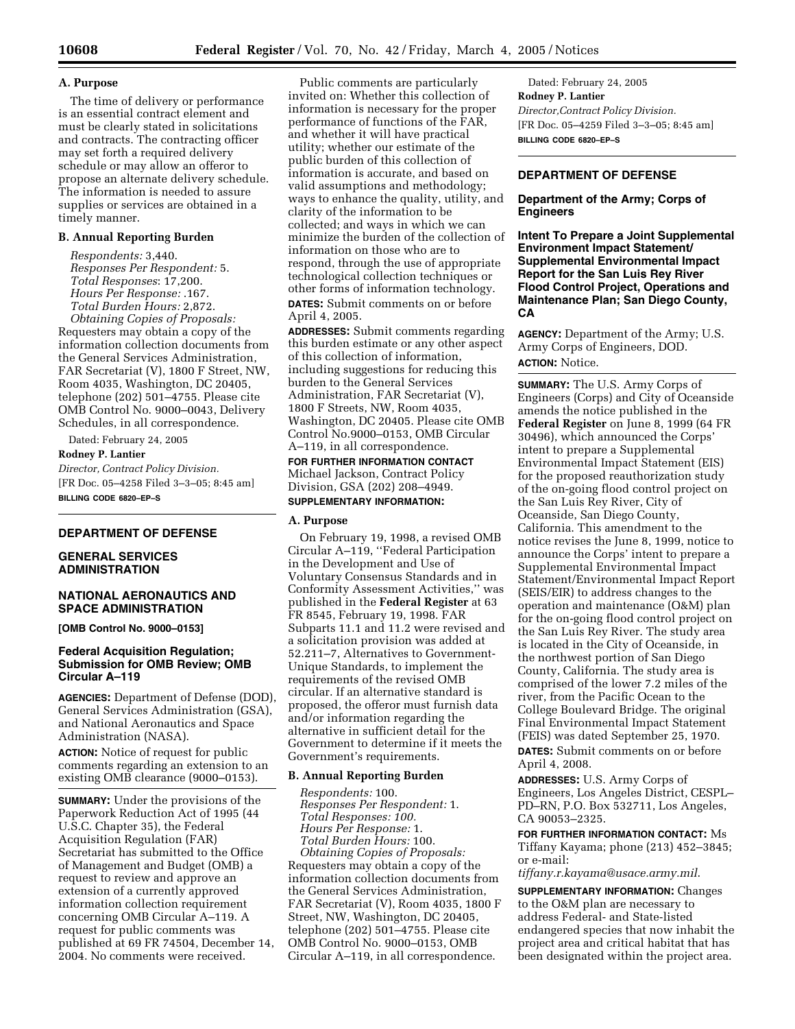## A. Purpose

The time of delivery or performance is an essential contract element and must be clearly stated in solicitations and contracts. The contracting officer may set forth a required delivery schedule or may allow an offeror to propose an alternate delivery schedule. The information is needed to assure supplies or services are obtained in a timely manner.

## B. Annual Reporting Burden

*Respondents:* 3,440.
*Responses Per Respondent:* 5.
*Total Responses*: 17,200.
*Hours Per Response:* .167.
*Total Burden Hours:* 2,872.
*Obtaining Copies of Proposals:* Requesters may obtain a copy of the information collection documents from the General Services Administration, FAR Secretariat (V), 1800 F Street, NW, Room 4035, Washington, DC 20405, telephone (202) 501–4755. Please cite OMB Control No. 9000–0043, Delivery Schedules, in all correspondence.

Dated: February 24, 2005

**Rodney P. Lantier**

*Director, Contract Policy Division.*

[FR Doc. 05–4258 Filed 3–3–05; 8:45 am]

**BILLING CODE 6820–EP–S**

---

# DEPARTMENT OF DEFENSE

# GENERAL SERVICES ADMINISTRATION

# NATIONAL AERONAUTICS AND SPACE ADMINISTRATION

**[OMB Control No. 9000–0153]**

## Federal Acquisition Regulation; Submission for OMB Review; OMB Circular A–119

**AGENCIES:** Department of Defense (DOD), General Services Administration (GSA), and National Aeronautics and Space Administration (NASA).

**ACTION:** Notice of request for public comments regarding an extension to an existing OMB clearance (9000–0153).

**SUMMARY:** Under the provisions of the Paperwork Reduction Act of 1995 (44 U.S.C. Chapter 35), the Federal Acquisition Regulation (FAR) Secretariat has submitted to the Office of Management and Budget (OMB) a request to review and approve an extension of a currently approved information collection requirement concerning OMB Circular A–119. A request for public comments was published at 69 FR 74504, December 14, 2004. No comments were received.

Public comments are particularly invited on: Whether this collection of information is necessary for the proper performance of functions of the FAR, and whether it will have practical utility; whether our estimate of the public burden of this collection of information is accurate, and based on valid assumptions and methodology; ways to enhance the quality, utility, and clarity of the information to be collected; and ways in which we can minimize the burden of the collection of information on those who are to respond, through the use of appropriate technological collection techniques or other forms of information technology.

**DATES:** Submit comments on or before April 4, 2005.

**ADDRESSES:** Submit comments regarding this burden estimate or any other aspect of this collection of information, including suggestions for reducing this burden to the General Services Administration, FAR Secretariat (V), 1800 F Streets, NW, Room 4035, Washington, DC 20405. Please cite OMB Control No.9000–0153, OMB Circular A–119, in all correspondence.

**FOR FURTHER INFORMATION CONTACT** Michael Jackson, Contract Policy Division, GSA (202) 208–4949.

**SUPPLEMENTARY INFORMATION:**

## A. Purpose

On February 19, 1998, a revised OMB Circular A–119, ''Federal Participation in the Development and Use of Voluntary Consensus Standards and in Conformity Assessment Activities,'' was published in the **Federal Register** at 63 FR 8545, February 19, 1998. FAR Subparts 11.1 and 11.2 were revised and a solicitation provision was added at 52.211–7, Alternatives to Government-Unique Standards, to implement the requirements of the revised OMB circular. If an alternative standard is proposed, the offeror must furnish data and/or information regarding the alternative in sufficient detail for the Government to determine if it meets the Government's requirements.

## B. Annual Reporting Burden

*Respondents:* 100.
*Responses Per Respondent:* 1.
*Total Responses: 100.*
*Hours Per Response:* 1.
*Total Burden Hours:* 100.
*Obtaining Copies of Proposals:* Requesters may obtain a copy of the information collection documents from the General Services Administration, FAR Secretariat (V), Room 4035, 1800 F Street, NW, Washington, DC 20405, telephone (202) 501–4755. Please cite OMB Control No. 9000–0153, OMB Circular A–119, in all correspondence.

Dated: February 24, 2005

**Rodney P. Lantier**

*Director,Contract Policy Division.*

[FR Doc. 05–4259 Filed 3–3–05; 8:45 am]

**BILLING CODE 6820–EP–S**

---

# DEPARTMENT OF DEFENSE

## Department of the Army; Corps of Engineers

## Intent To Prepare a Joint Supplemental Environment Impact Statement/ Supplemental Environmental Impact Report for the San Luis Rey River Flood Control Project, Operations and Maintenance Plan; San Diego County, CA

**AGENCY:** Department of the Army; U.S. Army Corps of Engineers, DOD.

**ACTION:** Notice.

**SUMMARY:** The U.S. Army Corps of Engineers (Corps) and City of Oceanside amends the notice published in the **Federal Register** on June 8, 1999 (64 FR 30496), which announced the Corps' intent to prepare a Supplemental Environmental Impact Statement (EIS) for the proposed reauthorization study of the on-going flood control project on the San Luis Rey River, City of Oceanside, San Diego County, California. This amendment to the notice revises the June 8, 1999, notice to announce the Corps' intent to prepare a Supplemental Environmental Impact Statement/Environmental Impact Report (SEIS/EIR) to address changes to the operation and maintenance (O&M) plan for the on-going flood control project on the San Luis Rey River. The study area is located in the City of Oceanside, in the northwest portion of San Diego County, California. The study area is comprised of the lower 7.2 miles of the river, from the Pacific Ocean to the College Boulevard Bridge. The original Final Environmental Impact Statement (FEIS) was dated September 25, 1970.

**DATES:** Submit comments on or before April 4, 2008.

**ADDRESSES:** U.S. Army Corps of Engineers, Los Angeles District, CESPL–PD–RN, P.O. Box 532711, Los Angeles, CA 90053–2325.

**FOR FURTHER INFORMATION CONTACT:** Ms Tiffany Kayama; phone (213) 452–3845; or e-mail: *tiffany.r.kayama@usace.army.mil*.

**SUPPLEMENTARY INFORMATION:** Changes to the O&M plan are necessary to address Federal- and State-listed endangered species that now inhabit the project area and critical habitat that has been designated within the project area.